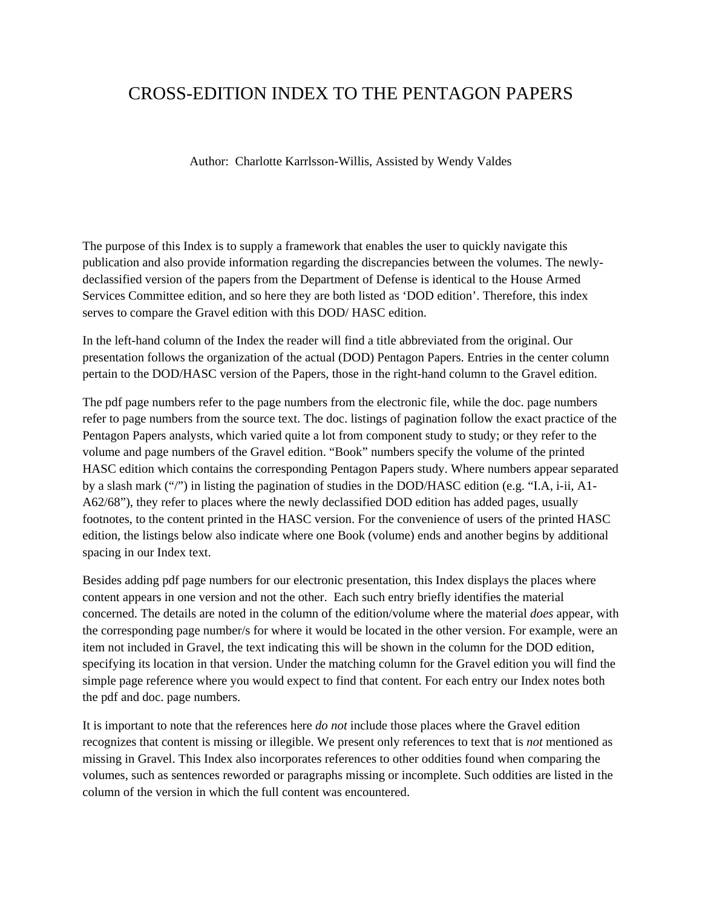# CROSS-EDITION INDEX TO THE PENTAGON PAPERS

Author: Charlotte Karrlsson-Willis, Assisted by Wendy Valdes

The purpose of this Index is to supply a framework that enables the user to quickly navigate this publication and also provide information regarding the discrepancies between the volumes. The newly-declassified version of the papers from the Department of Defense is identical to the House Armed Services Committee edition, and so here they are both listed as 'DOD edition'. Therefore, this index serves to compare the Gravel edition with this DOD/ HASC edition.

In the left-hand column of the Index the reader will find a title abbreviated from the original. Our presentation follows the organization of the actual (DOD) Pentagon Papers. Entries in the center column pertain to the DOD/HASC version of the Papers, those in the right-hand column to the Gravel edition.

The pdf page numbers refer to the page numbers from the electronic file, while the doc. page numbers refer to page numbers from the source text. The doc. listings of pagination follow the exact practice of the Pentagon Papers analysts, which varied quite a lot from component study to study; or they refer to the volume and page numbers of the Gravel edition. "Book" numbers specify the volume of the printed HASC edition which contains the corresponding Pentagon Papers study. Where numbers appear separated by a slash mark ("/") in listing the pagination of studies in the DOD/HASC edition (e.g. "I.A, i-ii, A1-A62/68"), they refer to places where the newly declassified DOD edition has added pages, usually footnotes, to the content printed in the HASC version. For the convenience of users of the printed HASC edition, the listings below also indicate where one Book (volume) ends and another begins by additional spacing in our Index text.

Besides adding pdf page numbers for our electronic presentation, this Index displays the places where content appears in one version and not the other. Each such entry briefly identifies the material concerned. The details are noted in the column of the edition/volume where the material *does* appear, with the corresponding page number/s for where it would be located in the other version. For example, were an item not included in Gravel, the text indicating this will be shown in the column for the DOD edition, specifying its location in that version. Under the matching column for the Gravel edition you will find the simple page reference where you would expect to find that content. For each entry our Index notes both the pdf and doc. page numbers.

It is important to note that the references here *do not* include those places where the Gravel edition recognizes that content is missing or illegible. We present only references to text that is *not* mentioned as missing in Gravel. This Index also incorporates references to other oddities found when comparing the volumes, such as sentences reworded or paragraphs missing or incomplete. Such oddities are listed in the column of the version in which the full content was encountered.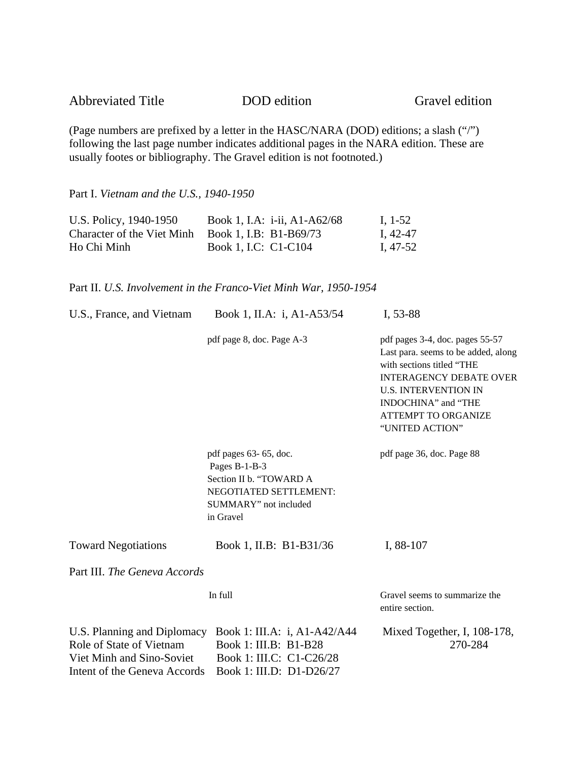| Abbreviated Title | DOD edition | Gravel edition |
|---|---|---|

(Page numbers are prefixed by a letter in the HASC/NARA (DOD) editions; a slash ("/") following the last page number indicates additional pages in the NARA edition. These are usually footes or bibliography. The Gravel edition is not footnoted.)

Part I. *Vietnam and the U.S., 1940-1950*

| Abbreviated Title | DOD edition | Gravel edition |
|---|---|---|
| U.S. Policy, 1940-1950 | Book 1, I.A: i-ii, A1-A62/68 | I, 1-52 |
| Character of the Viet Minh | Book 1, I.B: B1-B69/73 | I, 42-47 |
| Ho Chi Minh | Book 1, I.C: C1-C104 | I, 47-52 |

Part II. *U.S. Involvement in the Franco-Viet Minh War, 1950-1954*

| Abbreviated Title | DOD edition | Gravel edition |
|---|---|---|
| U.S., France, and Vietnam | Book 1, II.A: i, A1-A53/54 | I, 53-88 |
| | pdf page 8, doc. Page A-3 | pdf pages 3-4, doc. pages 55-57 Last para. seems to be added, along with sections titled "THE INTERAGENCY DEBATE OVER U.S. INTERVENTION IN INDOCHINA" and "THE ATTEMPT TO ORGANIZE "UNITED ACTION" |
| | pdf pages 63- 65, doc. Pages B-1-B-3 Section II b. "TOWARD A NEGOTIATED SETTLEMENT: SUMMARY" not included in Gravel | pdf page 36, doc. Page 88 |
| Toward Negotiations | Book 1, II.B: B1-B31/36 | I, 88-107 |

Part III. *The Geneva Accords*

| Abbreviated Title | DOD edition | Gravel edition |
|---|---|---|
| | In full | Gravel seems to summarize the entire section. |
| U.S. Planning and Diplomacy | Book 1: III.A: i, A1-A42/A44 | Mixed Together, I, 108-178, 270-284 |
| Role of State of Vietnam | Book 1: III.B: B1-B28 | |
| Viet Minh and Sino-Soviet | Book 1: III.C: C1-C26/28 | |
| Intent of the Geneva Accords | Book 1: III.D: D1-D26/27 | |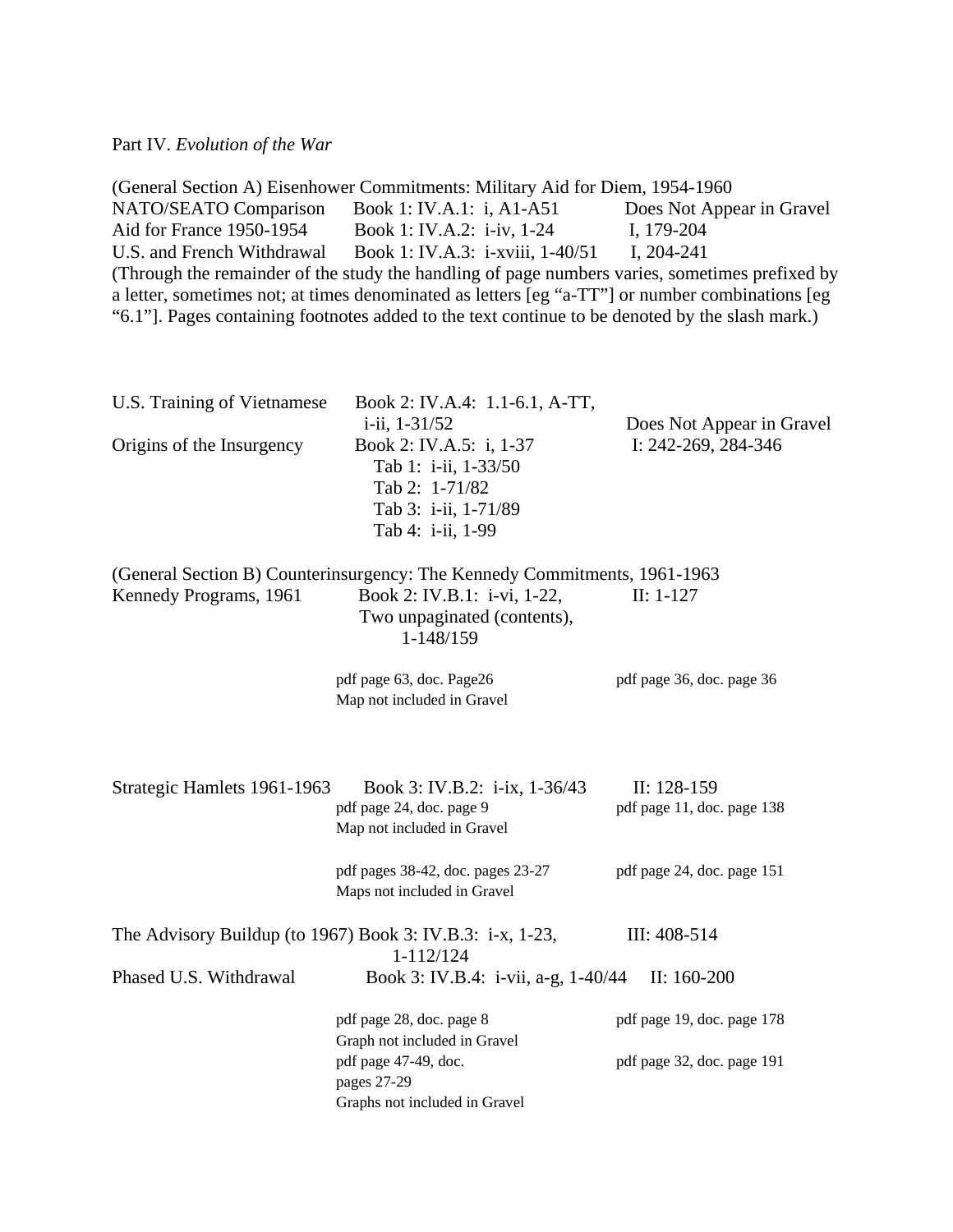Part IV. *Evolution of the War*

(General Section A) Eisenhower Commitments: Military Aid for Diem, 1954-1960

| | | |
|---|---|---|
| NATO/SEATO Comparison | Book 1: IV.A.1: i, A1-A51 | Does Not Appear in Gravel |
| Aid for France 1950-1954 | Book 1: IV.A.2: i-iv, 1-24 | I, 179-204 |
| U.S. and French Withdrawal | Book 1: IV.A.3: i-xviii, 1-40/51 | I, 204-241 |

(Through the remainder of the study the handling of page numbers varies, sometimes prefixed by a letter, sometimes not; at times denominated as letters [eg "a-TT"] or number combinations [eg "6.1"]. Pages containing footnotes added to the text continue to be denoted by the slash mark.)

| | | |
|---|---|---|
| U.S. Training of Vietnamese | Book 2: IV.A.4: 1.1-6.1, A-TT, i-ii, 1-31/52 | Does Not Appear in Gravel |
| Origins of the Insurgency | Book 2: IV.A.5: i, 1-37<br>Tab 1: i-ii, 1-33/50<br>Tab 2: 1-71/82<br>Tab 3: i-ii, 1-71/89<br>Tab 4: i-ii, 1-99 | I: 242-269, 284-346 |

(General Section B) Counterinsurgency: The Kennedy Commitments, 1961-1963

| | | |
|---|---|---|
| Kennedy Programs, 1961 | Book 2: IV.B.1: i-vi, 1-22, Two unpaginated (contents), 1-148/159 | II: 1-127 |
| | pdf page 63, doc. Page26<br>Map not included in Gravel | pdf page 36, doc. page 36 |
| Strategic Hamlets 1961-1963 | Book 3: IV.B.2: i-ix, 1-36/43 | II: 128-159 |
| | pdf page 24, doc. page 9<br>Map not included in Gravel | pdf page 11, doc. page 138 |
| | pdf pages 38-42, doc. pages 23-27<br>Maps not included in Gravel | pdf page 24, doc. page 151 |
| The Advisory Buildup (to 1967) | Book 3: IV.B.3: i-x, 1-23, 1-112/124 | III: 408-514 |
| Phased U.S. Withdrawal | Book 3: IV.B.4: i-vii, a-g, 1-40/44 | II: 160-200 |
| | pdf page 28, doc. page 8<br>Graph not included in Gravel | pdf page 19, doc. page 178 |
| | pdf page 47-49, doc. pages 27-29<br>Graphs not included in Gravel | pdf page 32, doc. page 191 |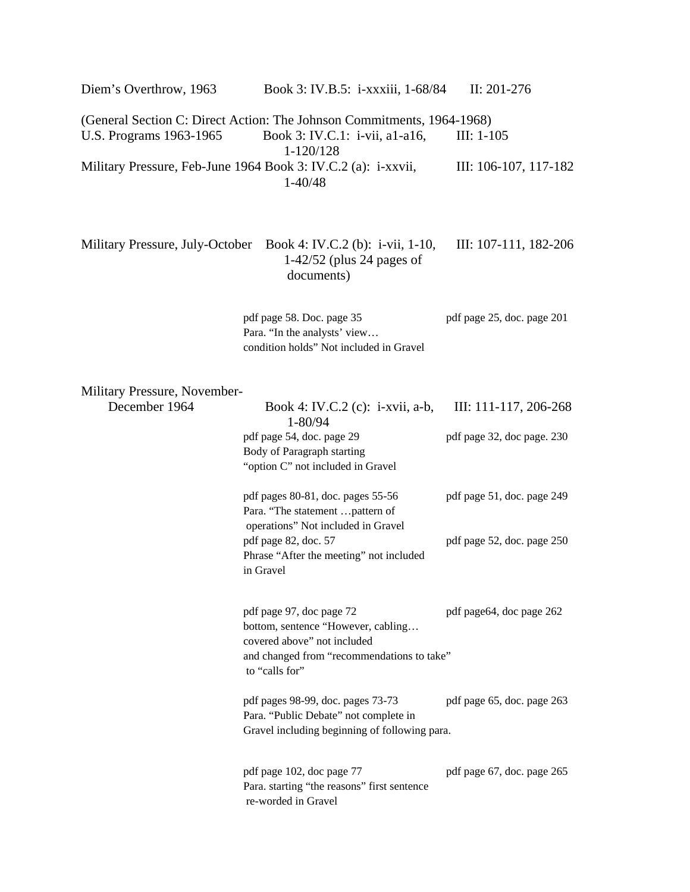| | | |
|---|---|---|
| Diem's Overthrow, 1963 | Book 3: IV.B.5: i-xxxiii, 1-68/84 | II: 201-276 |
| (General Section C: Direct Action: The Johnson Commitments, 1964-1968) | | |
| U.S. Programs 1963-1965 | Book 3: IV.C.1: i-vii, a1-a16, 1-120/128 | III: 1-105 |
| Military Pressure, Feb-June 1964 | Book 3: IV.C.2 (a): i-xxvii, 1-40/48 | III: 106-107, 117-182 |
| Military Pressure, July-October | Book 4: IV.C.2 (b): i-vii, 1-10, 1-42/52 (plus 24 pages of documents) | III: 107-111, 182-206 |
| | pdf page 58. Doc. page 35 Para. "In the analysts' view… condition holds" Not included in Gravel | pdf page 25, doc. page 201 |
| Military Pressure, November-December 1964 | Book 4: IV.C.2 (c): i-xvii, a-b, 1-80/94 | III: 111-117, 206-268 |
| | pdf page 54, doc. page 29 Body of Paragraph starting "option C" not included in Gravel | pdf page 32, doc page. 230 |
| | pdf pages 80-81, doc. pages 55-56 Para. "The statement …pattern of operations" Not included in Gravel | pdf page 51, doc. page 249 |
| | pdf page 82, doc. 57 Phrase "After the meeting" not included in Gravel | pdf page 52, doc. page 250 |
| | pdf page 97, doc page 72 bottom, sentence "However, cabling… covered above" not included and changed from "recommendations to take" to "calls for" | pdf page64, doc page 262 |
| | pdf pages 98-99, doc. pages 73-73 Para. "Public Debate" not complete in Gravel including beginning of following para. | pdf page 65, doc. page 263 |
| | pdf page 102, doc page 77 Para. starting "the reasons" first sentence re-worded in Gravel | pdf page 67, doc. page 265 |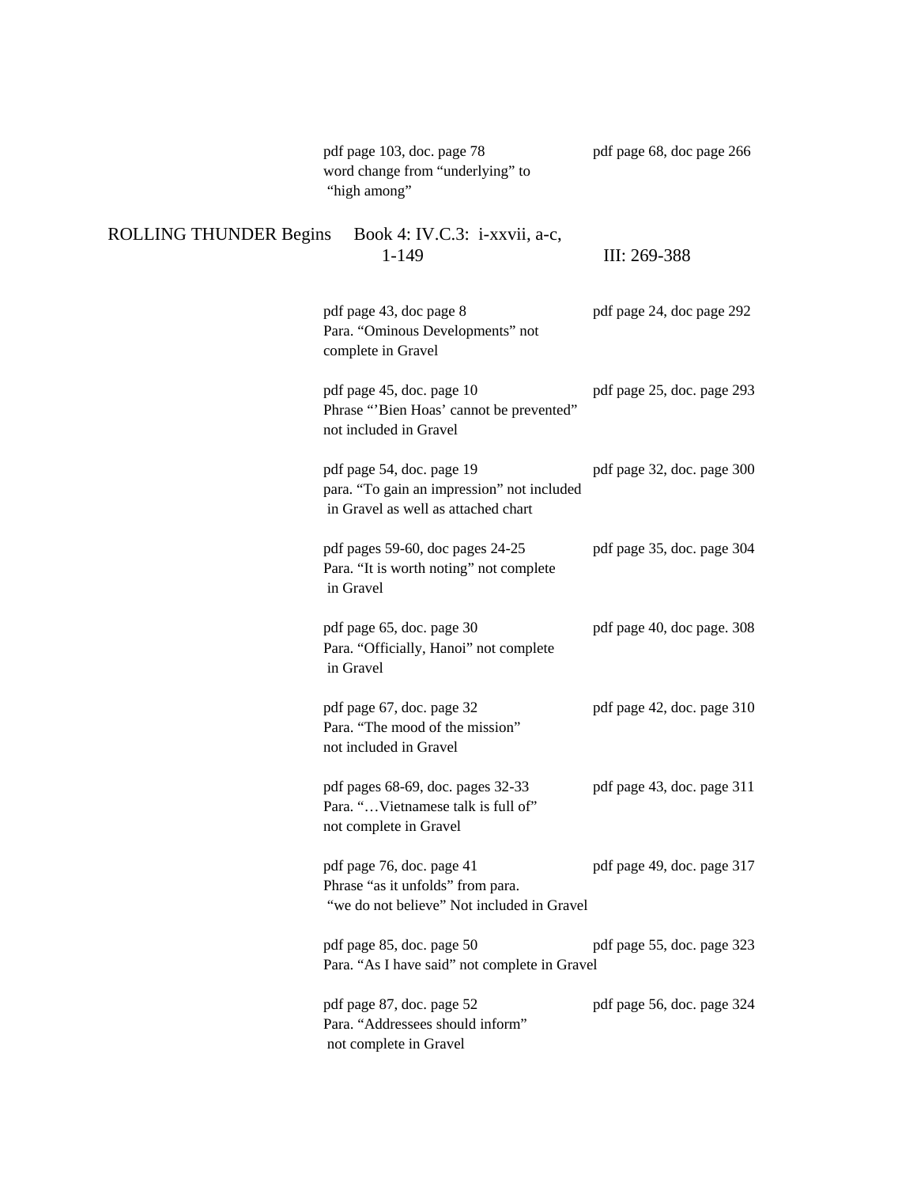| | | |
|---|---|---|
| | pdf page 103, doc. page 78<br>word change from "underlying" to "high among" | pdf page 68, doc page 266 |
| ROLLING THUNDER Begins | Book 4: IV.C.3: i-xxvii, a-c, 1-149 | III: 269-388 |
| | pdf page 43, doc page 8<br>Para. "Ominous Developments" not complete in Gravel | pdf page 24, doc page 292 |
| | pdf page 45, doc. page 10<br>Phrase "'Bien Hoas' cannot be prevented" not included in Gravel | pdf page 25, doc. page 293 |
| | pdf page 54, doc. page 19<br>para. "To gain an impression" not included in Gravel as well as attached chart | pdf page 32, doc. page 300 |
| | pdf pages 59-60, doc pages 24-25<br>Para. "It is worth noting" not complete in Gravel | pdf page 35, doc. page 304 |
| | pdf page 65, doc. page 30<br>Para. "Officially, Hanoi" not complete in Gravel | pdf page 40, doc page. 308 |
| | pdf page 67, doc. page 32<br>Para. "The mood of the mission" not included in Gravel | pdf page 42, doc. page 310 |
| | pdf pages 68-69, doc. pages 32-33<br>Para. "…Vietnamese talk is full of" not complete in Gravel | pdf page 43, doc. page 311 |
| | pdf page 76, doc. page 41<br>Phrase "as it unfolds" from para. "we do not believe" Not included in Gravel | pdf page 49, doc. page 317 |
| | pdf page 85, doc. page 50<br>Para. "As I have said" not complete in Gravel | pdf page 55, doc. page 323 |
| | pdf page 87, doc. page 52<br>Para. "Addressees should inform" not complete in Gravel | pdf page 56, doc. page 324 |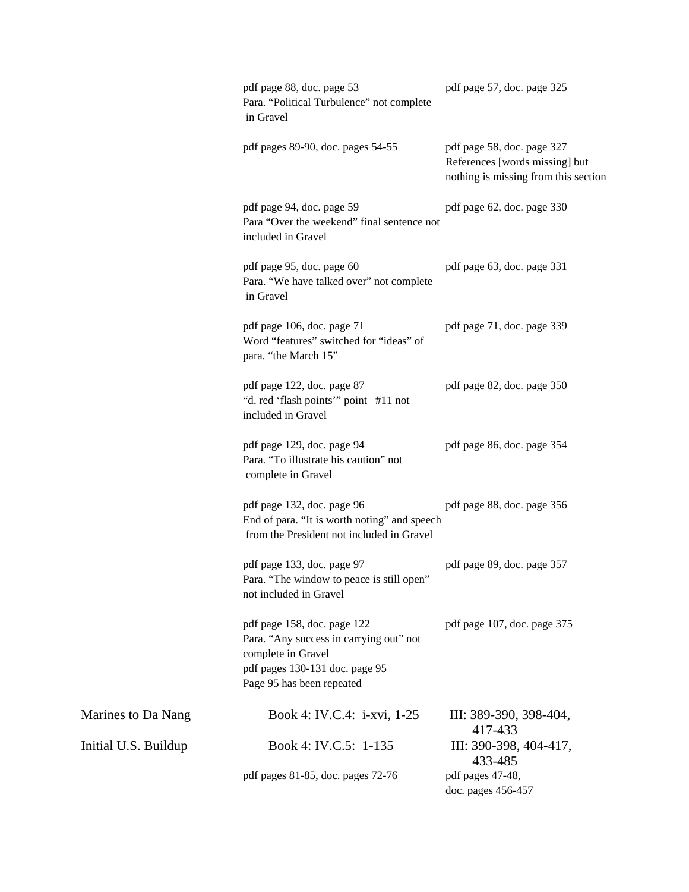| | | |
|---|---|---|
| | pdf page 88, doc. page 53<br>Para. “Political Turbulence” not complete in Gravel | pdf page 57, doc. page 325 |
| | pdf pages 89-90, doc. pages 54-55 | pdf page 58, doc. page 327<br>References [words missing] but nothing is missing from this section |
| | pdf page 94, doc. page 59<br>Para “Over the weekend” final sentence not included in Gravel | pdf page 62, doc. page 330 |
| | pdf page 95, doc. page 60<br>Para. “We have talked over” not complete in Gravel | pdf page 63, doc. page 331 |
| | pdf page 106, doc. page 71<br>Word “features” switched for “ideas” of para. “the March 15” | pdf page 71, doc. page 339 |
| | pdf page 122, doc. page 87<br>“d. red ‘flash points’” point #11 not included in Gravel | pdf page 82, doc. page 350 |
| | pdf page 129, doc. page 94<br>Para. “To illustrate his caution” not complete in Gravel | pdf page 86, doc. page 354 |
| | pdf page 132, doc. page 96<br>End of para. “It is worth noting” and speech from the President not included in Gravel | pdf page 88, doc. page 356 |
| | pdf page 133, doc. page 97<br>Para. “The window to peace is still open” not included in Gravel | pdf page 89, doc. page 357 |
| | pdf page 158, doc. page 122<br>Para. “Any success in carrying out” not complete in Gravel<br>pdf pages 130-131 doc. page 95<br>Page 95 has been repeated | pdf page 107, doc. page 375 |
| Marines to Da Nang | Book 4: IV.C.4: i-xvi, 1-25 | III: 389-390, 398-404, 417-433 |
| Initial U.S. Buildup | Book 4: IV.C.5: 1-135 | III: 390-398, 404-417, 433-485 |
| | pdf pages 81-85, doc. pages 72-76 | pdf pages 47-48, doc. pages 456-457 |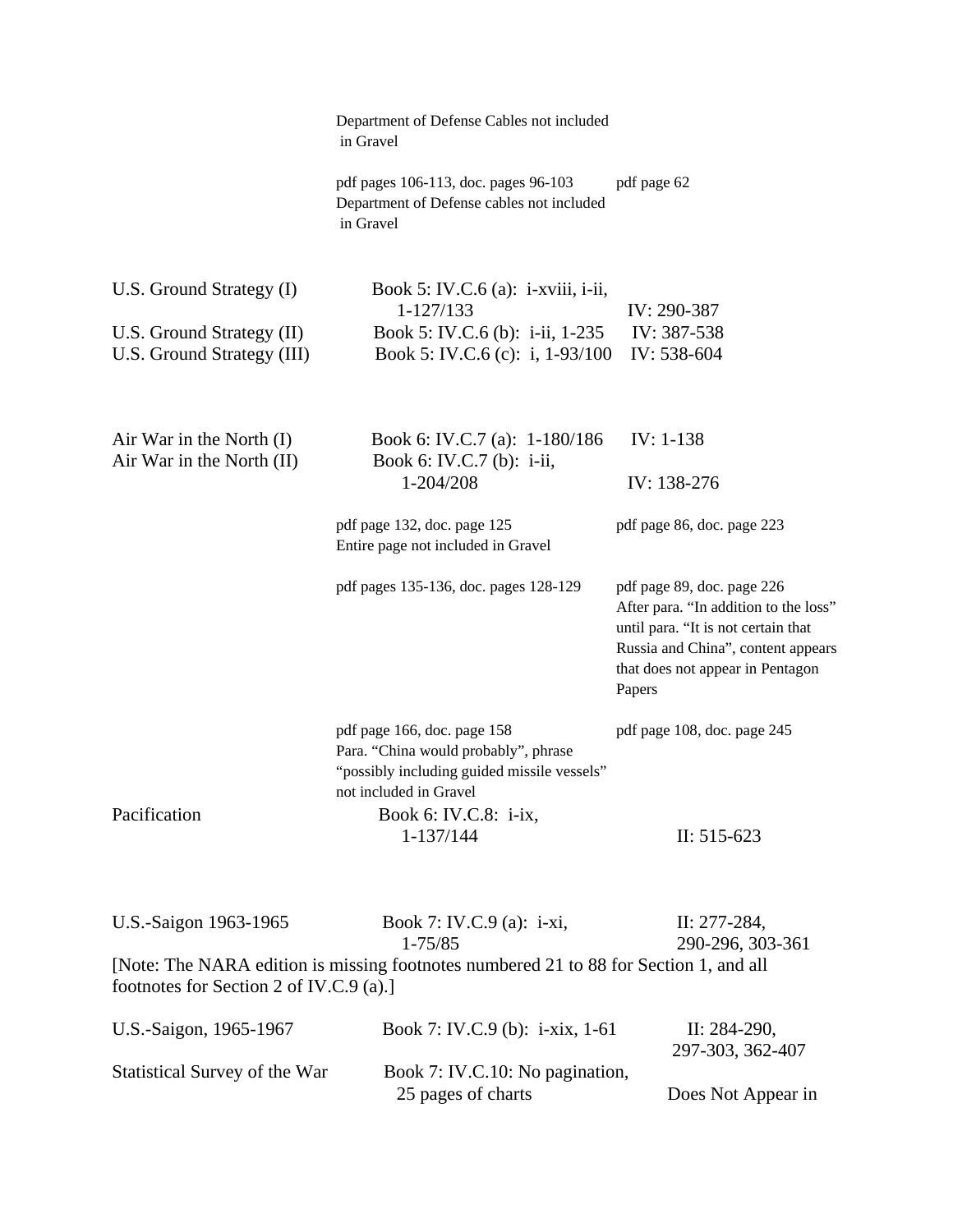| | | |
|---|---|---|
| | Department of Defense Cables not included in Gravel | |
| | pdf pages 106-113, doc. pages 96-103 Department of Defense cables not included in Gravel | pdf page 62 |
| U.S. Ground Strategy (I) | Book 5: IV.C.6 (a): i-xviii, i-ii, 1-127/133 | IV: 290-387 |
| U.S. Ground Strategy (II) | Book 5: IV.C.6 (b): i-ii, 1-235 | IV: 387-538 |
| U.S. Ground Strategy (III) | Book 5: IV.C.6 (c): i, 1-93/100 | IV: 538-604 |
| Air War in the North (I) | Book 6: IV.C.7 (a): 1-180/186 | IV: 1-138 |
| Air War in the North (II) | Book 6: IV.C.7 (b): i-ii, 1-204/208 | IV: 138-276 |
| | pdf page 132, doc. page 125 Entire page not included in Gravel | pdf page 86, doc. page 223 |
| | pdf pages 135-136, doc. pages 128-129 | pdf page 89, doc. page 226 After para. “In addition to the loss” until para. “It is not certain that Russia and China”, content appears that does not appear in Pentagon Papers |
| | pdf page 166, doc. page 158 Para. “China would probably”, phrase “possibly including guided missile vessels” not included in Gravel | pdf page 108, doc. page 245 |
| Pacification | Book 6: IV.C.8: i-ix, 1-137/144 | II: 515-623 |
| U.S.-Saigon 1963-1965 | Book 7: IV.C.9 (a): i-xi, 1-75/85 | II: 277-284, 290-296, 303-361 |

[Note: The NARA edition is missing footnotes numbered 21 to 88 for Section 1, and all footnotes for Section 2 of IV.C.9 (a).]

| | | |
|---|---|---|
| U.S.-Saigon, 1965-1967 | Book 7: IV.C.9 (b): i-xix, 1-61 | II: 284-290, 297-303, 362-407 |
| Statistical Survey of the War | Book 7: IV.C.10: No pagination, 25 pages of charts | Does Not Appear in |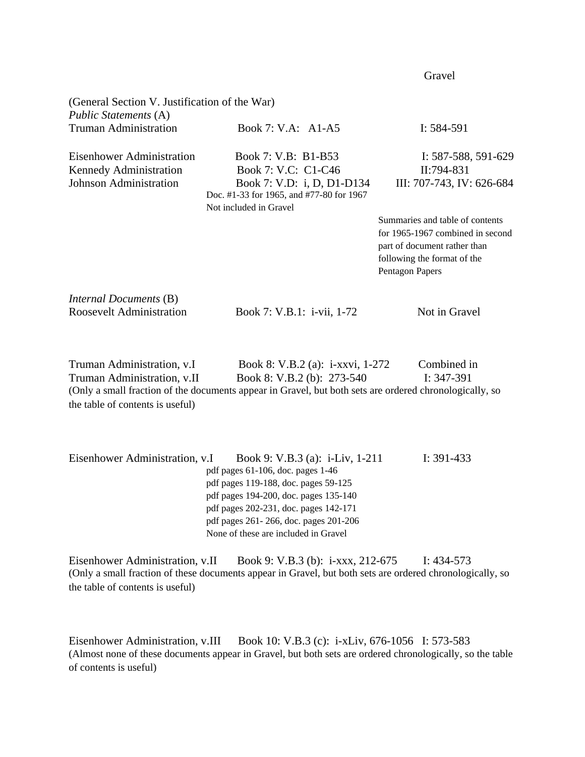Gravel

(General Section V. Justification of the War)

*Public Statements* (A)

| | | |
|---|---|---|
| Truman Administration | Book 7: V.A: A1-A5 | I: 584-591 |
| Eisenhower Administration | Book 7: V.B: B1-B53 | I: 587-588, 591-629 |
| Kennedy Administration | Book 7: V.C: C1-C46 | II:794-831 |
| Johnson Administration | Book 7: V.D: i, D, D1-D134<br>Doc. #1-33 for 1965, and #77-80 for 1967 Not included in Gravel | III: 707-743, IV: 626-684<br>Summaries and table of contents for 1965-1967 combined in second part of document rather than following the format of the Pentagon Papers |

*Internal Documents* (B)

| | | |
|---|---|---|
| Roosevelt Administration | Book 7: V.B.1: i-vii, 1-72 | Not in Gravel |
| Truman Administration, v.I | Book 8: V.B.2 (a): i-xxvi, 1-272 | Combined in |
| Truman Administration, v.II | Book 8: V.B.2 (b): 273-540 | I: 347-391 |

(Only a small fraction of the documents appear in Gravel, but both sets are ordered chronologically, so the table of contents is useful)

| | | |
|---|---|---|
| Eisenhower Administration, v.I | Book 9: V.B.3 (a): i-Liv, 1-211<br>pdf pages 61-106, doc. pages 1-46<br>pdf pages 119-188, doc. pages 59-125<br>pdf pages 194-200, doc. pages 135-140<br>pdf pages 202-231, doc. pages 142-171<br>pdf pages 261- 266, doc. pages 201-206<br>None of these are included in Gravel | I: 391-433 |
| Eisenhower Administration, v.II | Book 9: V.B.3 (b): i-xxx, 212-675 | I: 434-573 |

(Only a small fraction of these documents appear in Gravel, but both sets are ordered chronologically, so the table of contents is useful)

| | | |
|---|---|---|
| Eisenhower Administration, v.III | Book 10: V.B.3 (c): i-xLiv, 676-1056 | I: 573-583 |

(Almost none of these documents appear in Gravel, but both sets are ordered chronologically, so the table of contents is useful)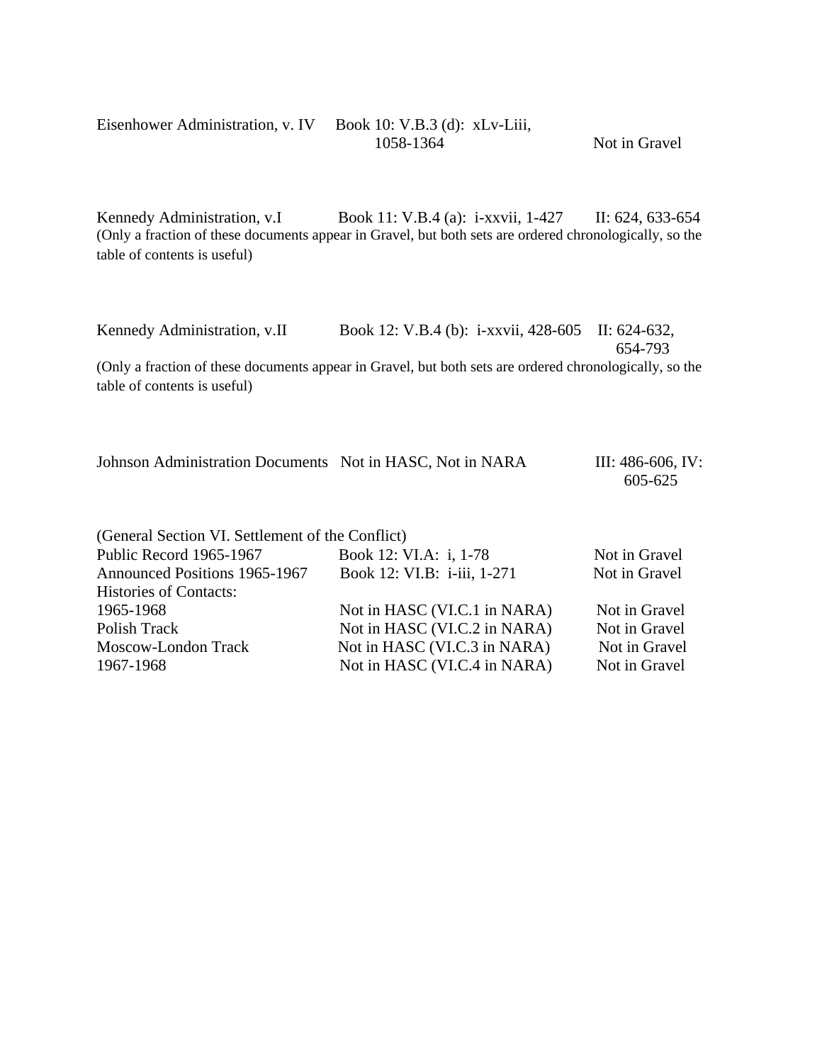| | | |
|---|---|---|
| Eisenhower Administration, v. IV | Book 10: V.B.3 (d): xLv-Liii, 1058-1364 | Not in Gravel |
| Kennedy Administration, v.I | Book 11: V.B.4 (a): i-xxvii, 1-427 | II: 624, 633-654 |

(Only a fraction of these documents appear in Gravel, but both sets are ordered chronologically, so the table of contents is useful)

| | | |
|---|---|---|
| Kennedy Administration, v.II | Book 12: V.B.4 (b): i-xxvii, 428-605 | II: 624-632, 654-793 |

(Only a fraction of these documents appear in Gravel, but both sets are ordered chronologically, so the table of contents is useful)

| | | |
|---|---|---|
| Johnson Administration Documents | Not in HASC, Not in NARA | III: 486-606, IV: 605-625 |

(General Section VI. Settlement of the Conflict)

| | | |
|---|---|---|
| Public Record 1965-1967 | Book 12: VI.A: i, 1-78 | Not in Gravel |
| Announced Positions 1965-1967 | Book 12: VI.B: i-iii, 1-271 | Not in Gravel |
| Histories of Contacts: | | |
| 1965-1968 | Not in HASC (VI.C.1 in NARA) | Not in Gravel |
| Polish Track | Not in HASC (VI.C.2 in NARA) | Not in Gravel |
| Moscow-London Track | Not in HASC (VI.C.3 in NARA) | Not in Gravel |
| 1967-1968 | Not in HASC (VI.C.4 in NARA) | Not in Gravel |